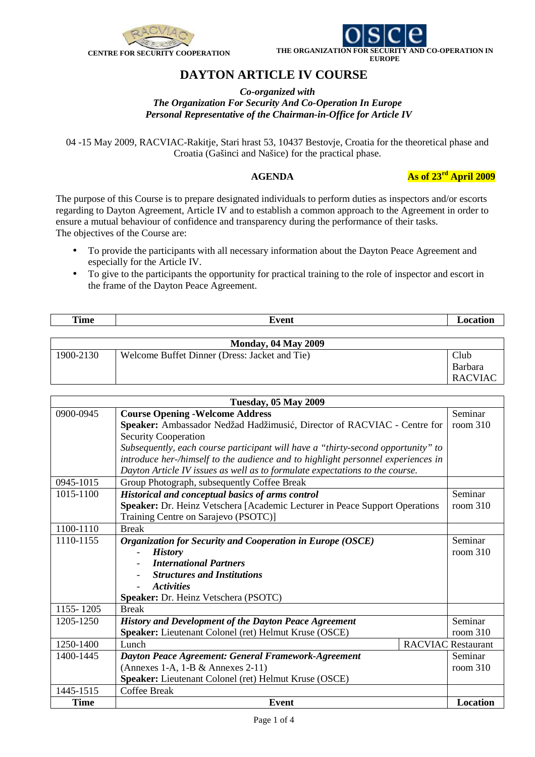CENTRE FOR SECURITY COOPERATION

THE ORGANIZATION FOR SECURITY AND CO-OPERATION IN EUROPE

# DAYTON ARTICLE IV COURSE

*Co-organized with*
*The Organization For Security And Co-Operation In Europe*
*Personal Representative of the Chairman-in-Office for Article IV*

04 -15 May 2009, RACVIAC-Rakitje, Stari hrast 53, 10437 Bestovje, Croatia for the theoretical phase and Croatia (Gašinci and Našice) for the practical phase.

**AGENDA** **As of 23rd April 2009**

The purpose of this Course is to prepare designated individuals to perform duties as inspectors and/or escorts regarding to Dayton Agreement, Article IV and to establish a common approach to the Agreement in order to ensure a mutual behaviour of confidence and transparency during the performance of their tasks.
The objectives of the Course are:

- To provide the participants with all necessary information about the Dayton Peace Agreement and especially for the Article IV.
- To give to the participants the opportunity for practical training to the role of inspector and escort in the frame of the Dayton Peace Agreement.

| Time | Event | Location |
|---|---|---|
| **Monday, 04 May 2009** | | |
| 1900-2130 | Welcome Buffet Dinner (Dress: Jacket and Tie) | Club Barbara RACVIAC |
| **Tuesday, 05 May 2009** | | |
| 0900-0945 | **Course Opening -Welcome Address**<br>**Speaker:** Ambassador Nedžad Hadžimusić, Director of RACVIAC - Centre for Security Cooperation<br>*Subsequently, each course participant will have a "thirty-second opportunity" to introduce her-/himself to the audience and to highlight personnel experiences in Dayton Article IV issues as well as to formulate expectations to the course.* | Seminar room 310 |
| 0945-1015 | Group Photograph, subsequently Coffee Break | |
| 1015-1100 | ***Historical and conceptual basics of arms control***<br>**Speaker:** Dr. Heinz Vetschera [Academic Lecturer in Peace Support Operations Training Centre on Sarajevo (PSOTC)] | Seminar room 310 |
| 1100-1110 | Break | |
| 1110-1155 | ***Organization for Security and Cooperation in Europe (OSCE)***<br>- ***History***<br>- ***International Partners***<br>- ***Structures and Institutions***<br>- ***Activities***<br>**Speaker:** Dr. Heinz Vetschera (PSOTC) | Seminar room 310 |
| 1155- 1205 | Break | |
| 1205-1250 | ***History and Development of the Dayton Peace Agreement***<br>**Speaker:** Lieutenant Colonel (ret) Helmut Kruse (OSCE) | Seminar room 310 |
| 1250-1400 | Lunch | RACVIAC Restaurant |
| 1400-1445 | ***Dayton Peace Agreement: General Framework-Agreement***<br>(Annexes 1-A, 1-B & Annexes 2-11)<br>**Speaker:** Lieutenant Colonel (ret) Helmut Kruse (OSCE) | Seminar room 310 |
| 1445-1515 | Coffee Break | |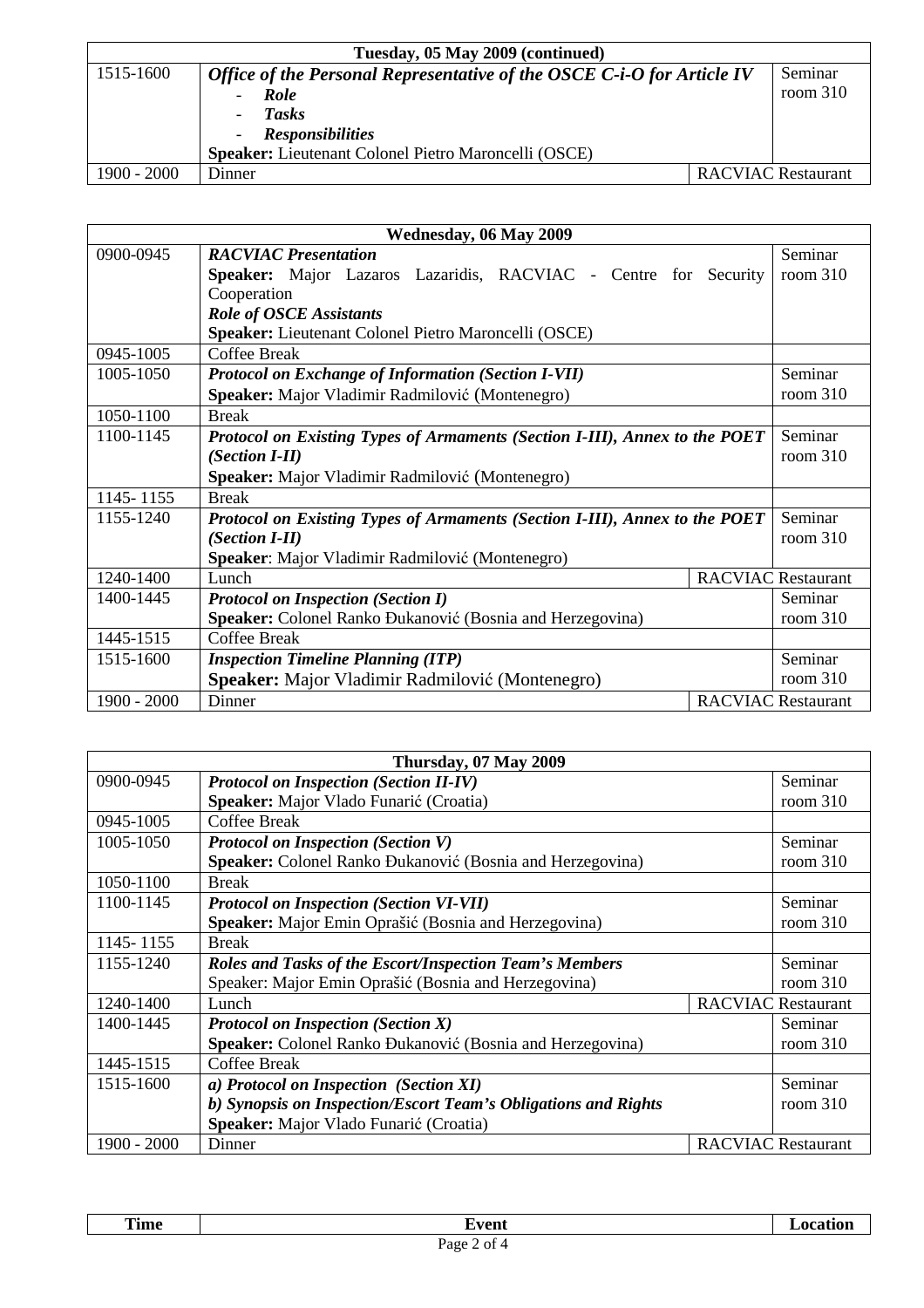| Tuesday, 05 May 2009 (continued) | | |
|---|---|---|
| 1515-1600 | ***Office of the Personal Representative of the OSCE C-i-O for Article IV***<br>- ***Role***<br>- ***Tasks***<br>- ***Responsibilities***<br>**Speaker:** Lieutenant Colonel Pietro Maroncelli (OSCE) | Seminar room 310 |
| 1900 - 2000 | Dinner | RACVIAC Restaurant |

| Wednesday, 06 May 2009 | | |
|---|---|---|
| 0900-0945 | ***RACVIAC Presentation***<br>**Speaker:** Major Lazaros Lazaridis, RACVIAC - Centre for Security Cooperation<br>***Role of OSCE Assistants***<br>**Speaker:** Lieutenant Colonel Pietro Maroncelli (OSCE) | Seminar room 310 |
| 0945-1005 | Coffee Break | |
| 1005-1050 | ***Protocol on Exchange of Information (Section I-VII)***<br>**Speaker:** Major Vladimir Radmilović (Montenegro) | Seminar room 310 |
| 1050-1100 | Break | |
| 1100-1145 | ***Protocol on Existing Types of Armaments (Section I-III), Annex to the POET (Section I-II)***<br>**Speaker:** Major Vladimir Radmilović (Montenegro) | Seminar room 310 |
| 1145- 1155 | Break | |
| 1155-1240 | ***Protocol on Existing Types of Armaments (Section I-III), Annex to the POET (Section I-II)***<br>**Speaker**: Major Vladimir Radmilović (Montenegro) | Seminar room 310 |
| 1240-1400 | Lunch | RACVIAC Restaurant |
| 1400-1445 | ***Protocol on Inspection (Section I)***<br>**Speaker:** Colonel Ranko Đukanović (Bosnia and Herzegovina) | Seminar room 310 |
| 1445-1515 | Coffee Break | |
| 1515-1600 | ***Inspection Timeline Planning (ITP)***<br>**Speaker:** Major Vladimir Radmilović (Montenegro) | Seminar room 310 |
| 1900 - 2000 | Dinner | RACVIAC Restaurant |

| Thursday, 07 May 2009 | | |
|---|---|---|
| 0900-0945 | ***Protocol on Inspection (Section II-IV)***<br>**Speaker:** Major Vlado Funarić (Croatia) | Seminar room 310 |
| 0945-1005 | Coffee Break | |
| 1005-1050 | ***Protocol on Inspection (Section V)***<br>**Speaker:** Colonel Ranko Đukanović (Bosnia and Herzegovina) | Seminar room 310 |
| 1050-1100 | Break | |
| 1100-1145 | ***Protocol on Inspection (Section VI-VII)***<br>**Speaker:** Major Emin Oprašić (Bosnia and Herzegovina) | Seminar room 310 |
| 1145- 1155 | Break | |
| 1155-1240 | ***Roles and Tasks of the Escort/Inspection Team's Members***<br>Speaker: Major Emin Oprašić (Bosnia and Herzegovina) | Seminar room 310 |
| 1240-1400 | Lunch | RACVIAC Restaurant |
| 1400-1445 | ***Protocol on Inspection (Section X)***<br>**Speaker:** Colonel Ranko Đukanović (Bosnia and Herzegovina) | Seminar room 310 |
| 1445-1515 | Coffee Break | |
| 1515-1600 | ***a) Protocol on Inspection (Section XI)***<br>***b) Synopsis on Inspection/Escort Team's Obligations and Rights***<br>**Speaker:** Major Vlado Funarić (Croatia) | Seminar room 310 |
| 1900 - 2000 | Dinner | RACVIAC Restaurant |

| Time | Event | Location |
|---|---|---|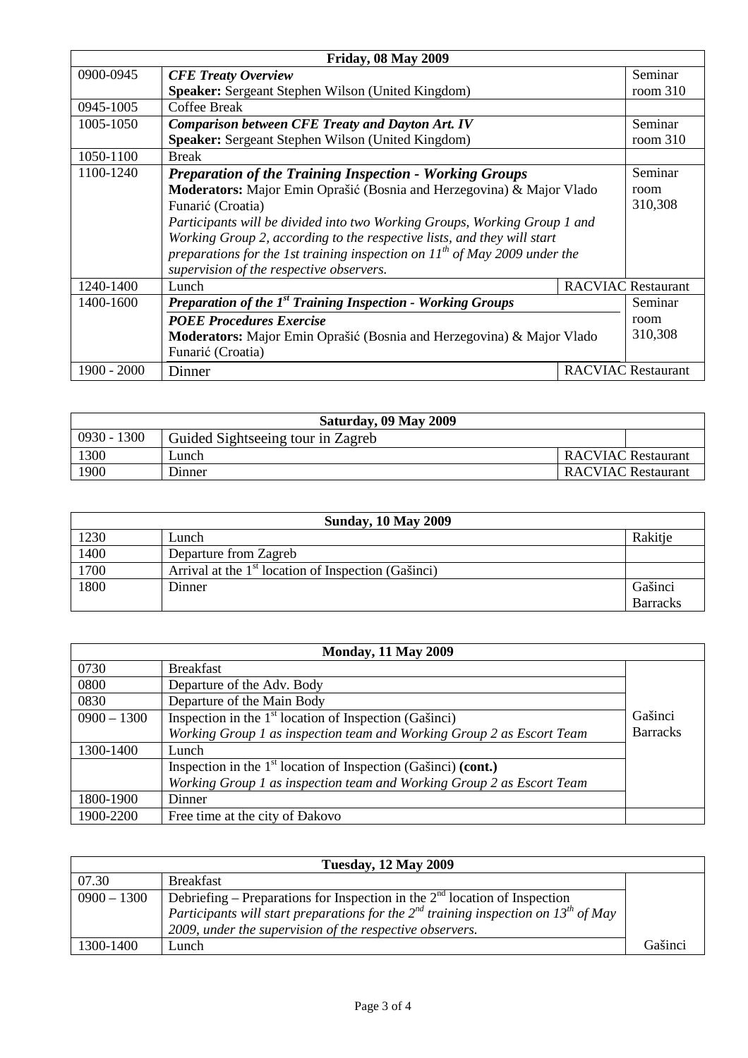| **Friday, 08 May 2009** | | |
|---|---|---|
| 0900-0945 | ***CFE Treaty Overview*** <br> **Speaker:** Sergeant Stephen Wilson (United Kingdom) | Seminar room 310 |
| 0945-1005 | Coffee Break | |
| 1005-1050 | ***Comparison between CFE Treaty and Dayton Art. IV*** <br> **Speaker:** Sergeant Stephen Wilson (United Kingdom) | Seminar room 310 |
| 1050-1100 | Break | |
| 1100-1240 | ***Preparation of the Training Inspection - Working Groups*** <br> **Moderators:** Major Emin Oprašić (Bosnia and Herzegovina) & Major Vlado Funarić (Croatia) <br> *Participants will be divided into two Working Groups, Working Group 1 and Working Group 2, according to the respective lists, and they will start preparations for the 1st training inspection on 11th of May 2009 under the supervision of the respective observers.* | Seminar room 310,308 |
| 1240-1400 | Lunch | RACVIAC Restaurant |
| 1400-1600 | ***Preparation of the 1st Training Inspection - Working Groups*** <br> ***POEE Procedures Exercise*** <br> **Moderators:** Major Emin Oprašić (Bosnia and Herzegovina) & Major Vlado Funarić (Croatia) | Seminar room 310,308 |
| 1900 - 2000 | Dinner | RACVIAC Restaurant |

| **Saturday, 09 May 2009** | | |
|---|---|---|
| 0930 - 1300 | Guided Sightseeing tour in Zagreb | |
| 1300 | Lunch | RACVIAC Restaurant |
| 1900 | Dinner | RACVIAC Restaurant |

| **Sunday, 10 May 2009** | | |
|---|---|---|
| 1230 | Lunch | Rakitje |
| 1400 | Departure from Zagreb | |
| 1700 | Arrival at the 1st location of Inspection (Gašinci) | |
| 1800 | Dinner | Gašinci Barracks |

| **Monday, 11 May 2009** | | |
|---|---|---|
| 0730 | Breakfast | Gašinci Barracks |
| 0800 | Departure of the Adv. Body | |
| 0830 | Departure of the Main Body | |
| 0900 – 1300 | Inspection in the 1st location of Inspection (Gašinci) <br> *Working Group 1 as inspection team and Working Group 2 as Escort Team* | |
| 1300-1400 | Lunch | |
| | Inspection in the 1st location of Inspection (Gašinci) **(cont.)** <br> *Working Group 1 as inspection team and Working Group 2 as Escort Team* | |
| 1800-1900 | Dinner | |
| 1900-2200 | Free time at the city of Đakovo | |

| **Tuesday, 12 May 2009** | | |
|---|---|---|
| 07.30 | Breakfast | |
| 0900 – 1300 | Debriefing – Preparations for Inspection in the 2nd location of Inspection <br> *Participants will start preparations for the 2nd training inspection on 13th of May 2009, under the supervision of the respective observers.* | |
| 1300-1400 | Lunch | Gašinci |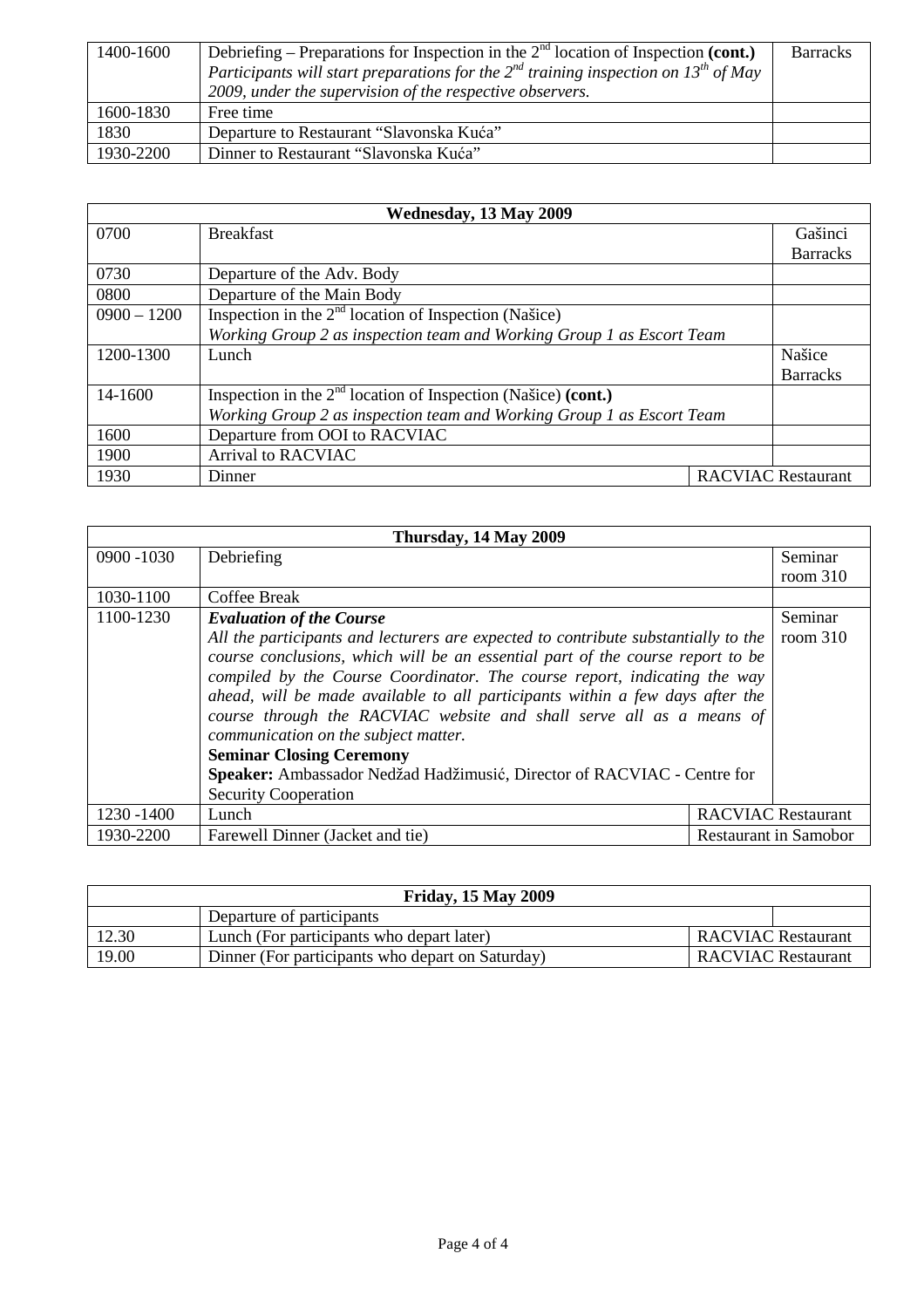| | | |
|---|---|---|
| 1400-1600 | Debriefing – Preparations for Inspection in the 2nd location of Inspection **(cont.)**<br>*Participants will start preparations for the 2nd training inspection on 13th of May 2009, under the supervision of the respective observers.* | Barracks |
| 1600-1830 | Free time | |
| 1830 | Departure to Restaurant "Slavonska Kuća" | |
| 1930-2200 | Dinner to Restaurant "Slavonska Kuća" | |

| **Wednesday, 13 May 2009** | | |
|---|---|---|
| 0700 | Breakfast | Gašinci Barracks |
| 0730 | Departure of the Adv. Body | |
| 0800 | Departure of the Main Body | |
| 0900 – 1200 | Inspection in the 2nd location of Inspection (Našice)<br>*Working Group 2 as inspection team and Working Group 1 as Escort Team* | |
| 1200-1300 | Lunch | Našice Barracks |
| 14-1600 | Inspection in the 2nd location of Inspection (Našice) **(cont.)**<br>*Working Group 2 as inspection team and Working Group 1 as Escort Team* | |
| 1600 | Departure from OOI to RACVIAC | |
| 1900 | Arrival to RACVIAC | |
| 1930 | Dinner | RACVIAC Restaurant |

| **Thursday, 14 May 2009** | | |
|---|---|---|
| 0900 -1030 | Debriefing | Seminar room 310 |
| 1030-1100 | Coffee Break | |
| 1100-1230 | ***Evaluation of the Course***<br>*All the participants and lecturers are expected to contribute substantially to the course conclusions, which will be an essential part of the course report to be compiled by the Course Coordinator. The course report, indicating the way ahead, will be made available to all participants within a few days after the course through the RACVIAC website and shall serve all as a means of communication on the subject matter.*<br>**Seminar Closing Ceremony**<br>**Speaker:** Ambassador Nedžad Hadžimusić, Director of RACVIAC - Centre for Security Cooperation | Seminar room 310 |
| 1230 -1400 | Lunch | RACVIAC Restaurant |
| 1930-2200 | Farewell Dinner (Jacket and tie) | Restaurant in Samobor |

| **Friday, 15 May 2009** | | |
|---|---|---|
| | Departure of participants | |
| 12.30 | Lunch (For participants who depart later) | RACVIAC Restaurant |
| 19.00 | Dinner (For participants who depart on Saturday) | RACVIAC Restaurant |